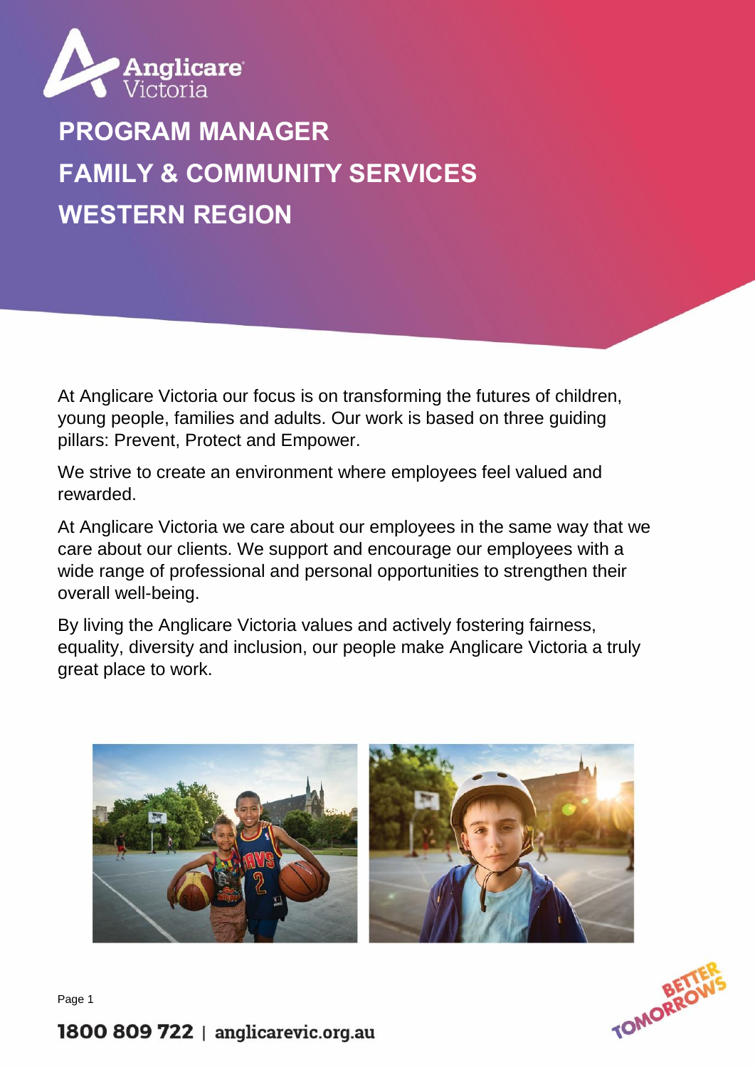# PROGRAM MANAGER
# FAMILY & COMMUNITY SERVICES
# WESTERN REGION

At Anglicare Victoria our focus is on transforming the futures of children, young people, families and adults. Our work is based on three guiding pillars: Prevent, Protect and Empower.

We strive to create an environment where employees feel valued and rewarded.

At Anglicare Victoria we care about our employees in the same way that we care about our clients. We support and encourage our employees with a wide range of professional and personal opportunities to strengthen their overall well-being.

By living the Anglicare Victoria values and actively fostering fairness, equality, diversity and inclusion, our people make Anglicare Victoria a truly great place to work.

1800 809 722 | anglicarevic.org.au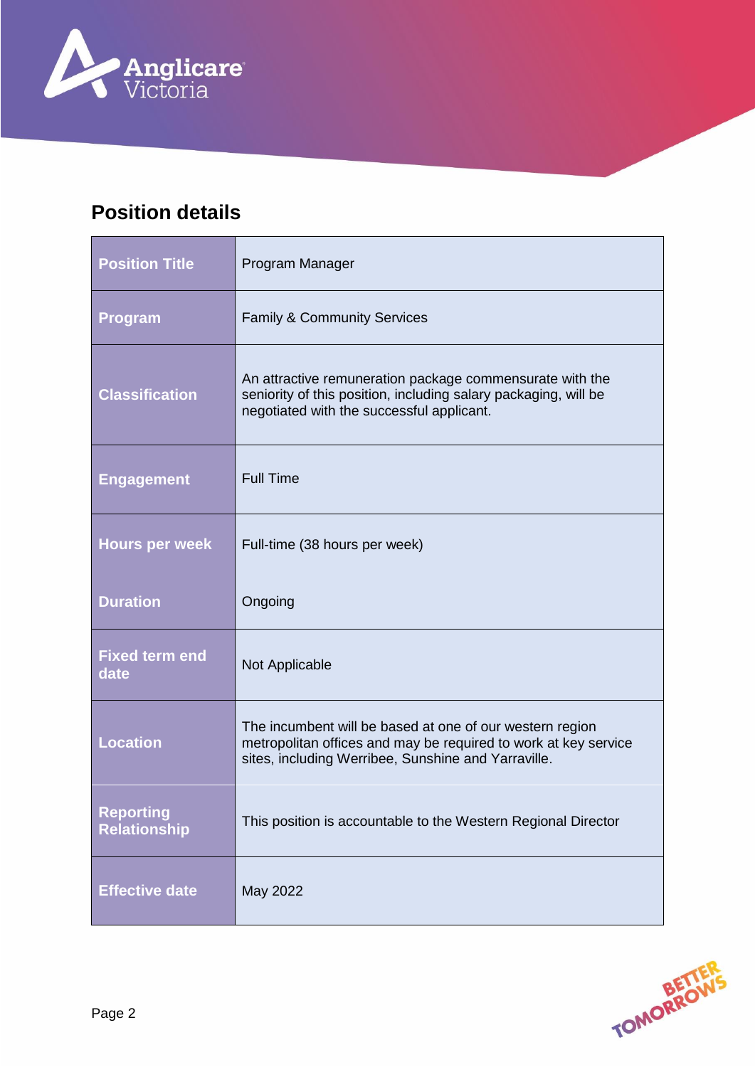## Position details

| Position Title | Program Manager |
|---|---|
| Program | Family & Community Services |
| Classification | An attractive remuneration package commensurate with the seniority of this position, including salary packaging, will be negotiated with the successful applicant. |
| Engagement | Full Time |
| Hours per week | Full-time (38 hours per week) |
| Duration | Ongoing |
| Fixed term end date | Not Applicable |
| Location | The incumbent will be based at one of our western region metropolitan offices and may be required to work at key service sites, including Werribee, Sunshine and Yarraville. |
| Reporting Relationship | This position is accountable to the Western Regional Director |
| Effective date | May 2022 |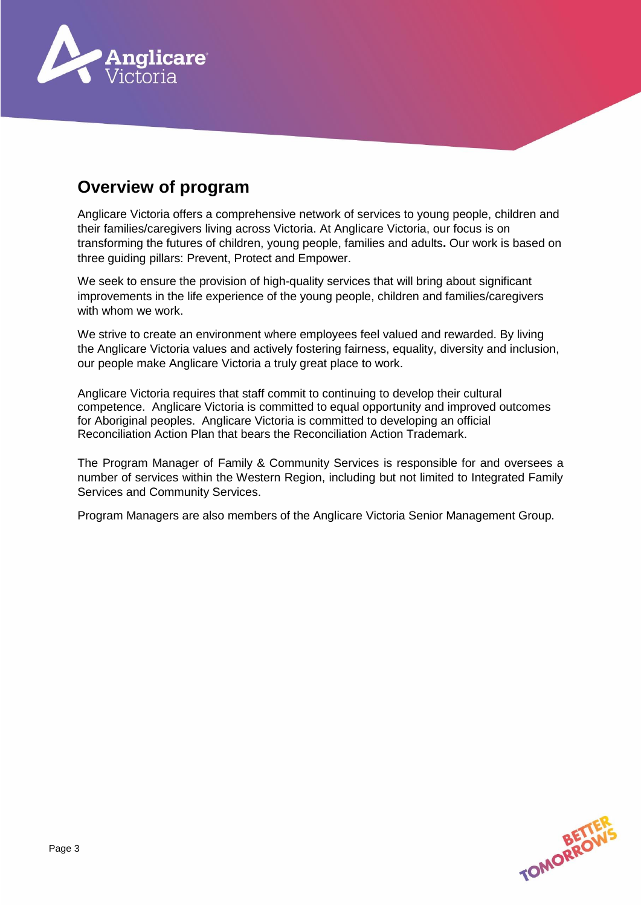## Overview of program

Anglicare Victoria offers a comprehensive network of services to young people, children and their families/caregivers living across Victoria. At Anglicare Victoria, our focus is on transforming the futures of children, young people, families and adults**.** Our work is based on three guiding pillars: Prevent, Protect and Empower.

We seek to ensure the provision of high-quality services that will bring about significant improvements in the life experience of the young people, children and families/caregivers with whom we work.

We strive to create an environment where employees feel valued and rewarded. By living the Anglicare Victoria values and actively fostering fairness, equality, diversity and inclusion, our people make Anglicare Victoria a truly great place to work.

Anglicare Victoria requires that staff commit to continuing to develop their cultural competence. Anglicare Victoria is committed to equal opportunity and improved outcomes for Aboriginal peoples. Anglicare Victoria is committed to developing an official Reconciliation Action Plan that bears the Reconciliation Action Trademark.

The Program Manager of Family & Community Services is responsible for and oversees a number of services within the Western Region, including but not limited to Integrated Family Services and Community Services.

Program Managers are also members of the Anglicare Victoria Senior Management Group.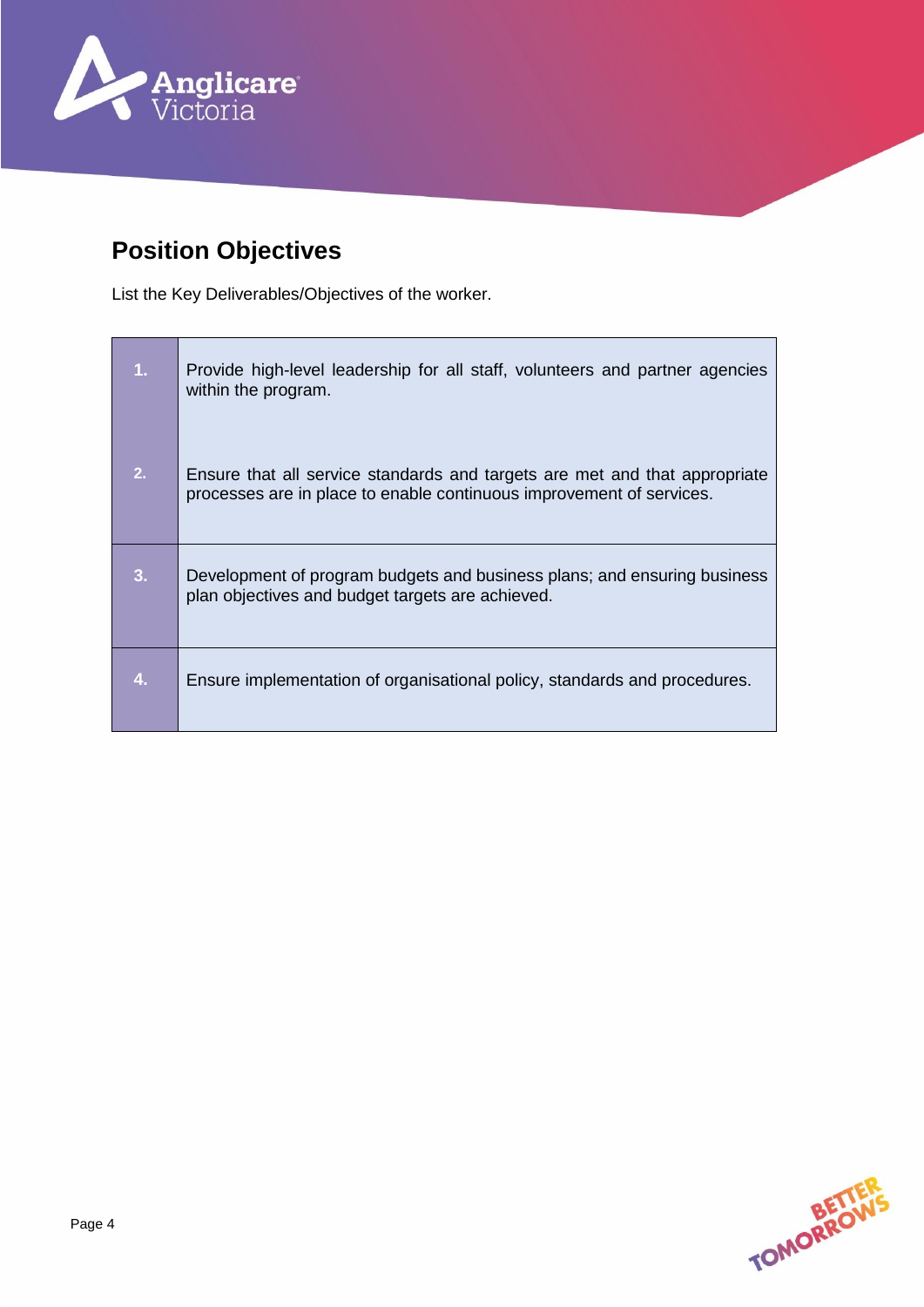## Position Objectives

List the Key Deliverables/Objectives of the worker.

| | |
|---|---|
| 1. | Provide high-level leadership for all staff, volunteers and partner agencies within the program. |
| 2. | Ensure that all service standards and targets are met and that appropriate processes are in place to enable continuous improvement of services. |
| 3. | Development of program budgets and business plans; and ensuring business plan objectives and budget targets are achieved. |
| 4. | Ensure implementation of organisational policy, standards and procedures. |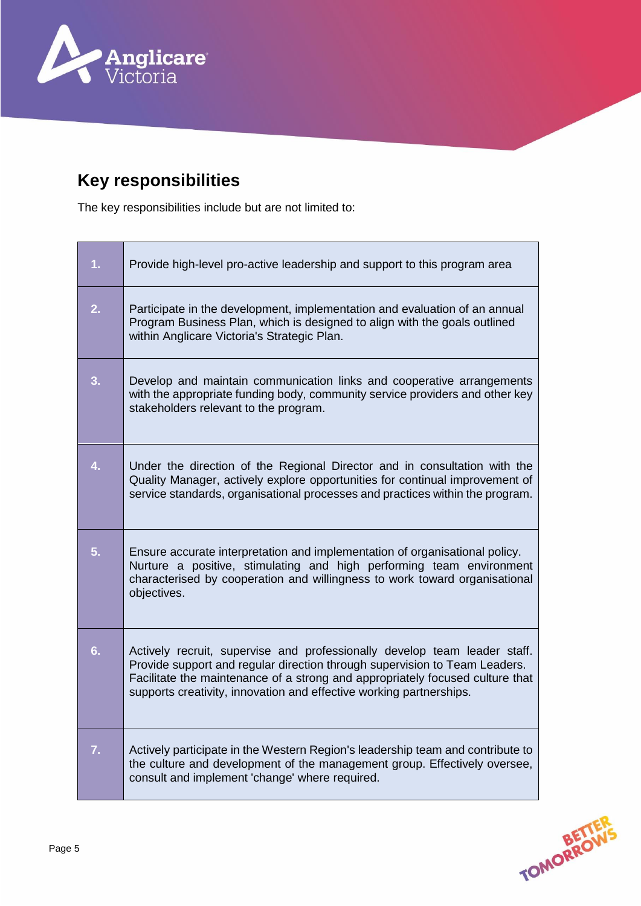## Key responsibilities

The key responsibilities include but are not limited to:

| | |
|---|---|
| 1. | Provide high-level pro-active leadership and support to this program area |
| 2. | Participate in the development, implementation and evaluation of an annual Program Business Plan, which is designed to align with the goals outlined within Anglicare Victoria's Strategic Plan. |
| 3. | Develop and maintain communication links and cooperative arrangements with the appropriate funding body, community service providers and other key stakeholders relevant to the program. |
| 4. | Under the direction of the Regional Director and in consultation with the Quality Manager, actively explore opportunities for continual improvement of service standards, organisational processes and practices within the program. |
| 5. | Ensure accurate interpretation and implementation of organisational policy. Nurture a positive, stimulating and high performing team environment characterised by cooperation and willingness to work toward organisational objectives. |
| 6. | Actively recruit, supervise and professionally develop team leader staff. Provide support and regular direction through supervision to Team Leaders. Facilitate the maintenance of a strong and appropriately focused culture that supports creativity, innovation and effective working partnerships. |
| 7. | Actively participate in the Western Region's leadership team and contribute to the culture and development of the management group. Effectively oversee, consult and implement 'change' where required. |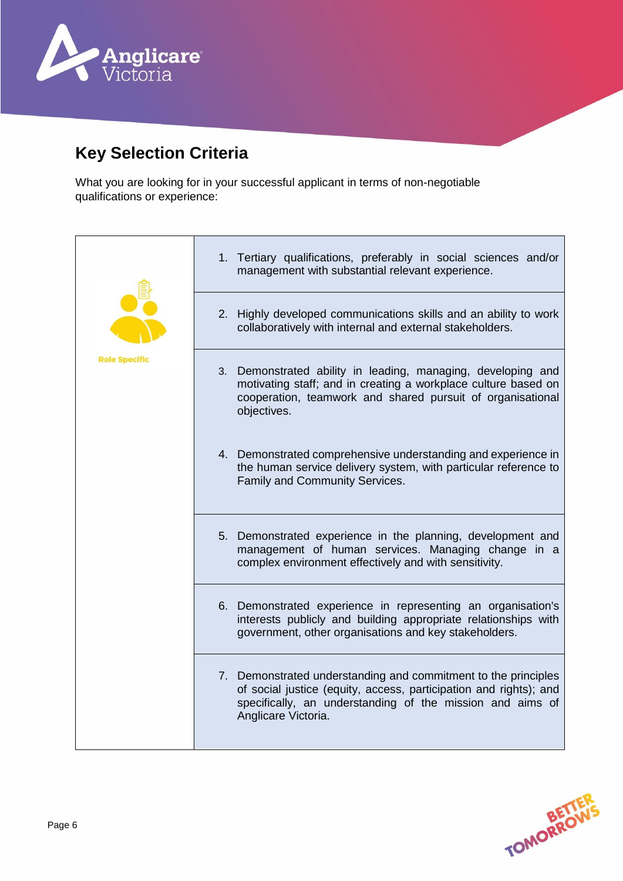## Key Selection Criteria

What you are looking for in your successful applicant in terms of non-negotiable qualifications or experience:

| | |
|---|---|
| Role Specific | 1. Tertiary qualifications, preferably in social sciences and/or management with substantial relevant experience. |
| | 2. Highly developed communications skills and an ability to work collaboratively with internal and external stakeholders. |
| | 3. Demonstrated ability in leading, managing, developing and motivating staff; and in creating a workplace culture based on cooperation, teamwork and shared pursuit of organisational objectives.<br><br>4. Demonstrated comprehensive understanding and experience in the human service delivery system, with particular reference to Family and Community Services. |
| | 5. Demonstrated experience in the planning, development and management of human services. Managing change in a complex environment effectively and with sensitivity. |
| | 6. Demonstrated experience in representing an organisation's interests publicly and building appropriate relationships with government, other organisations and key stakeholders. |
| | 7. Demonstrated understanding and commitment to the principles of social justice (equity, access, participation and rights); and specifically, an understanding of the mission and aims of Anglicare Victoria. |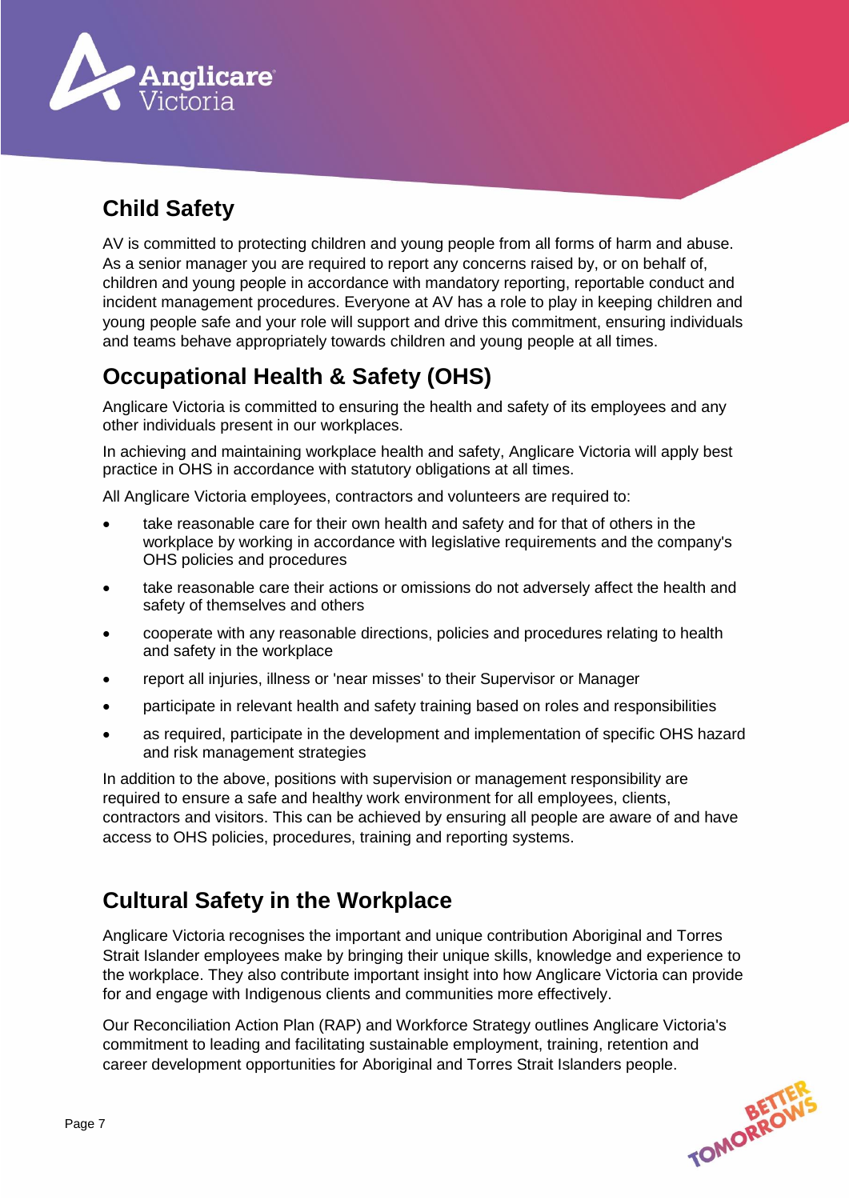## Child Safety

AV is committed to protecting children and young people from all forms of harm and abuse. As a senior manager you are required to report any concerns raised by, or on behalf of, children and young people in accordance with mandatory reporting, reportable conduct and incident management procedures. Everyone at AV has a role to play in keeping children and young people safe and your role will support and drive this commitment, ensuring individuals and teams behave appropriately towards children and young people at all times.

## Occupational Health & Safety (OHS)

Anglicare Victoria is committed to ensuring the health and safety of its employees and any other individuals present in our workplaces.

In achieving and maintaining workplace health and safety, Anglicare Victoria will apply best practice in OHS in accordance with statutory obligations at all times.

All Anglicare Victoria employees, contractors and volunteers are required to:

- take reasonable care for their own health and safety and for that of others in the workplace by working in accordance with legislative requirements and the company's OHS policies and procedures
- take reasonable care their actions or omissions do not adversely affect the health and safety of themselves and others
- cooperate with any reasonable directions, policies and procedures relating to health and safety in the workplace
- report all injuries, illness or 'near misses' to their Supervisor or Manager
- participate in relevant health and safety training based on roles and responsibilities
- as required, participate in the development and implementation of specific OHS hazard and risk management strategies

In addition to the above, positions with supervision or management responsibility are required to ensure a safe and healthy work environment for all employees, clients, contractors and visitors. This can be achieved by ensuring all people are aware of and have access to OHS policies, procedures, training and reporting systems.

## Cultural Safety in the Workplace

Anglicare Victoria recognises the important and unique contribution Aboriginal and Torres Strait Islander employees make by bringing their unique skills, knowledge and experience to the workplace. They also contribute important insight into how Anglicare Victoria can provide for and engage with Indigenous clients and communities more effectively.

Our Reconciliation Action Plan (RAP) and Workforce Strategy outlines Anglicare Victoria's commitment to leading and facilitating sustainable employment, training, retention and career development opportunities for Aboriginal and Torres Strait Islanders people.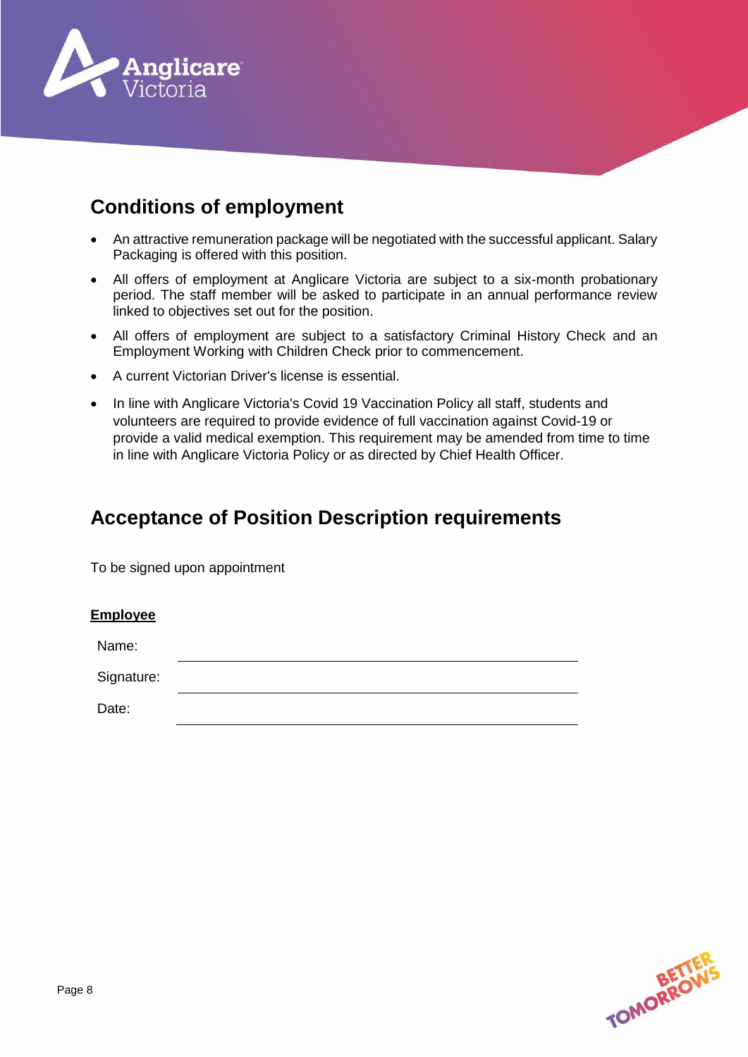## Conditions of employment

- An attractive remuneration package will be negotiated with the successful applicant. Salary Packaging is offered with this position.
- All offers of employment at Anglicare Victoria are subject to a six-month probationary period. The staff member will be asked to participate in an annual performance review linked to objectives set out for the position.
- All offers of employment are subject to a satisfactory Criminal History Check and an Employment Working with Children Check prior to commencement.
- A current Victorian Driver's license is essential.
- In line with Anglicare Victoria's Covid 19 Vaccination Policy all staff, students and volunteers are required to provide evidence of full vaccination against Covid-19 or provide a valid medical exemption. This requirement may be amended from time to time in line with Anglicare Victoria Policy or as directed by Chief Health Officer.

## Acceptance of Position Description requirements

To be signed upon appointment

**Employee**

Name: \_\_\_\_\_\_\_\_\_\_\_\_\_\_\_\_\_\_\_\_\_\_\_\_\_\_\_\_\_\_

Signature: \_\_\_\_\_\_\_\_\_\_\_\_\_\_\_\_\_\_\_\_\_\_\_\_\_\_\_\_\_\_

Date: \_\_\_\_\_\_\_\_\_\_\_\_\_\_\_\_\_\_\_\_\_\_\_\_\_\_\_\_\_\_